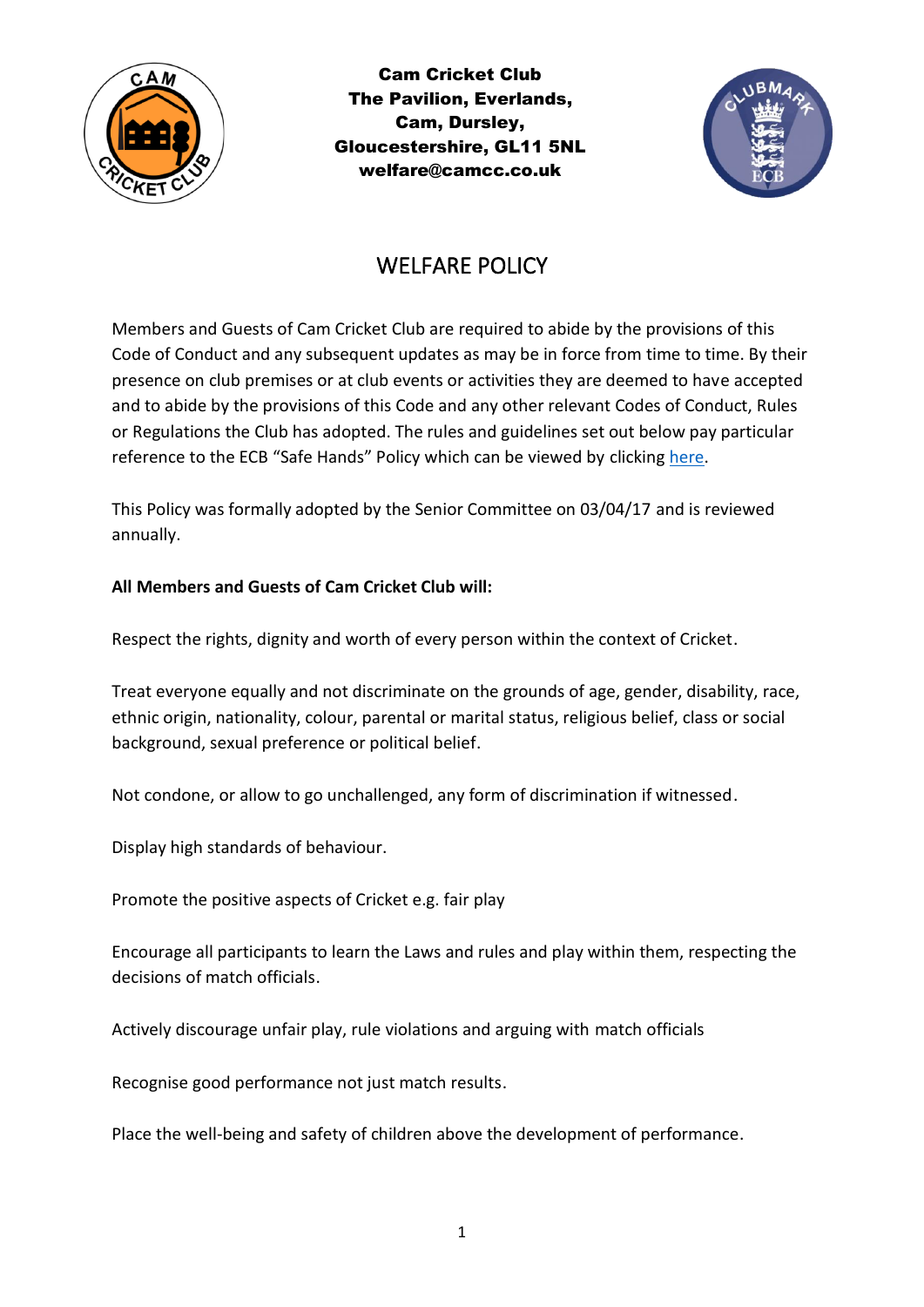**Cam Cricket Club**
**The Pavilion, Everlands,**
**Cam, Dursley,**
**Gloucestershire, GL11 5NL**
**welfare@camcc.co.uk**

# WELFARE POLICY

Members and Guests of Cam Cricket Club are required to abide by the provisions of this Code of Conduct and any subsequent updates as may be in force from time to time. By their presence on club premises or at club events or activities they are deemed to have accepted and to abide by the provisions of this Code and any other relevant Codes of Conduct, Rules or Regulations the Club has adopted. The rules and guidelines set out below pay particular reference to the ECB "Safe Hands" Policy which can be viewed by clicking here.

This Policy was formally adopted by the Senior Committee on 03/04/17 and is reviewed annually.

**All Members and Guests of Cam Cricket Club will:**

Respect the rights, dignity and worth of every person within the context of Cricket.

Treat everyone equally and not discriminate on the grounds of age, gender, disability, race, ethnic origin, nationality, colour, parental or marital status, religious belief, class or social background, sexual preference or political belief.

Not condone, or allow to go unchallenged, any form of discrimination if witnessed.

Display high standards of behaviour.

Promote the positive aspects of Cricket e.g. fair play

Encourage all participants to learn the Laws and rules and play within them, respecting the decisions of match officials.

Actively discourage unfair play, rule violations and arguing with match officials

Recognise good performance not just match results.

Place the well-being and safety of children above the development of performance.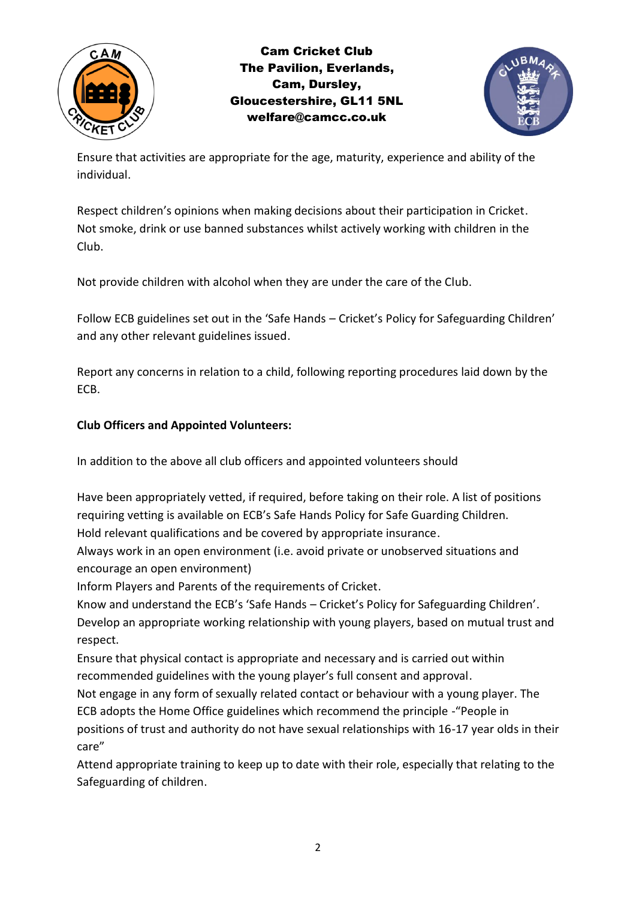Ensure that activities are appropriate for the age, maturity, experience and ability of the individual.

Respect children's opinions when making decisions about their participation in Cricket.
Not smoke, drink or use banned substances whilst actively working with children in the Club.

Not provide children with alcohol when they are under the care of the Club.

Follow ECB guidelines set out in the 'Safe Hands – Cricket's Policy for Safeguarding Children' and any other relevant guidelines issued.

Report any concerns in relation to a child, following reporting procedures laid down by the ECB.

**Club Officers and Appointed Volunteers:**

In addition to the above all club officers and appointed volunteers should

Have been appropriately vetted, if required, before taking on their role. A list of positions requiring vetting is available on ECB's Safe Hands Policy for Safe Guarding Children.
Hold relevant qualifications and be covered by appropriate insurance.
Always work in an open environment (i.e. avoid private or unobserved situations and encourage an open environment)
Inform Players and Parents of the requirements of Cricket.
Know and understand the ECB's 'Safe Hands – Cricket's Policy for Safeguarding Children'.
Develop an appropriate working relationship with young players, based on mutual trust and respect.
Ensure that physical contact is appropriate and necessary and is carried out within recommended guidelines with the young player's full consent and approval.
Not engage in any form of sexually related contact or behaviour with a young player. The ECB adopts the Home Office guidelines which recommend the principle -"People in positions of trust and authority do not have sexual relationships with 16-17 year olds in their care"
Attend appropriate training to keep up to date with their role, especially that relating to the Safeguarding of children.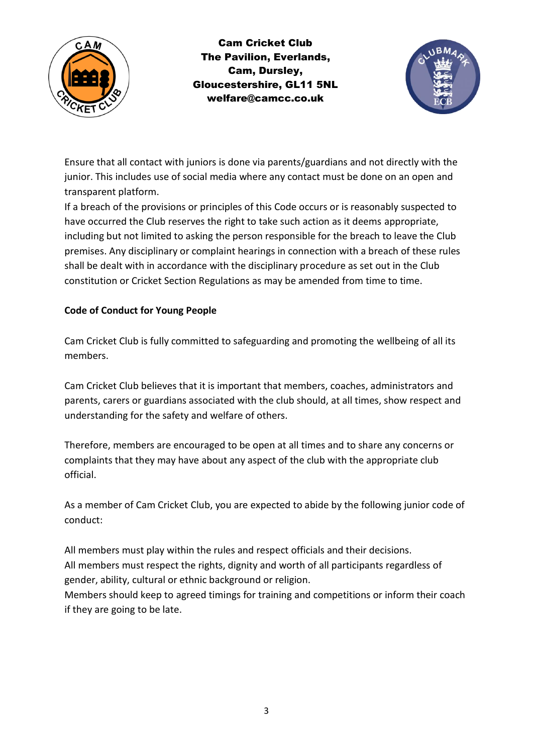Ensure that all contact with juniors is done via parents/guardians and not directly with the junior. This includes use of social media where any contact must be done on an open and transparent platform.

If a breach of the provisions or principles of this Code occurs or is reasonably suspected to have occurred the Club reserves the right to take such action as it deems appropriate, including but not limited to asking the person responsible for the breach to leave the Club premises. Any disciplinary or complaint hearings in connection with a breach of these rules shall be dealt with in accordance with the disciplinary procedure as set out in the Club constitution or Cricket Section Regulations as may be amended from time to time.

**Code of Conduct for Young People**

Cam Cricket Club is fully committed to safeguarding and promoting the wellbeing of all its members.

Cam Cricket Club believes that it is important that members, coaches, administrators and parents, carers or guardians associated with the club should, at all times, show respect and understanding for the safety and welfare of others.

Therefore, members are encouraged to be open at all times and to share any concerns or complaints that they may have about any aspect of the club with the appropriate club official.

As a member of Cam Cricket Club, you are expected to abide by the following junior code of conduct:

All members must play within the rules and respect officials and their decisions.

All members must respect the rights, dignity and worth of all participants regardless of gender, ability, cultural or ethnic background or religion.

Members should keep to agreed timings for training and competitions or inform their coach if they are going to be late.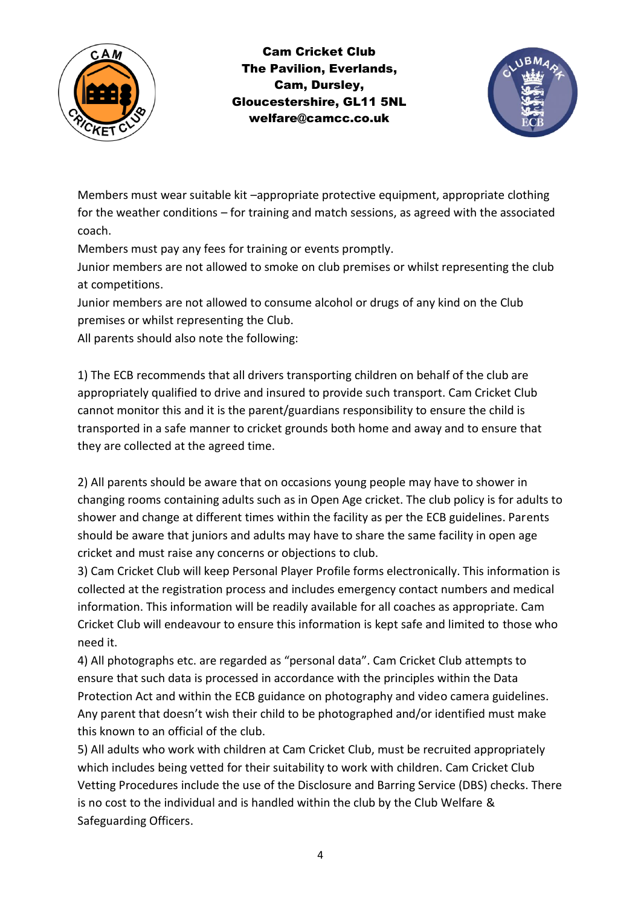Members must wear suitable kit –appropriate protective equipment, appropriate clothing for the weather conditions – for training and match sessions, as agreed with the associated coach.

Members must pay any fees for training or events promptly.

Junior members are not allowed to smoke on club premises or whilst representing the club at competitions.

Junior members are not allowed to consume alcohol or drugs of any kind on the Club premises or whilst representing the Club.

All parents should also note the following:

1) The ECB recommends that all drivers transporting children on behalf of the club are appropriately qualified to drive and insured to provide such transport. Cam Cricket Club cannot monitor this and it is the parent/guardians responsibility to ensure the child is transported in a safe manner to cricket grounds both home and away and to ensure that they are collected at the agreed time.

2) All parents should be aware that on occasions young people may have to shower in changing rooms containing adults such as in Open Age cricket. The club policy is for adults to shower and change at different times within the facility as per the ECB guidelines. Parents should be aware that juniors and adults may have to share the same facility in open age cricket and must raise any concerns or objections to club.

3) Cam Cricket Club will keep Personal Player Profile forms electronically. This information is collected at the registration process and includes emergency contact numbers and medical information. This information will be readily available for all coaches as appropriate. Cam Cricket Club will endeavour to ensure this information is kept safe and limited to those who need it.

4) All photographs etc. are regarded as "personal data". Cam Cricket Club attempts to ensure that such data is processed in accordance with the principles within the Data Protection Act and within the ECB guidance on photography and video camera guidelines. Any parent that doesn't wish their child to be photographed and/or identified must make this known to an official of the club.

5) All adults who work with children at Cam Cricket Club, must be recruited appropriately which includes being vetted for their suitability to work with children. Cam Cricket Club Vetting Procedures include the use of the Disclosure and Barring Service (DBS) checks. There is no cost to the individual and is handled within the club by the Club Welfare & Safeguarding Officers.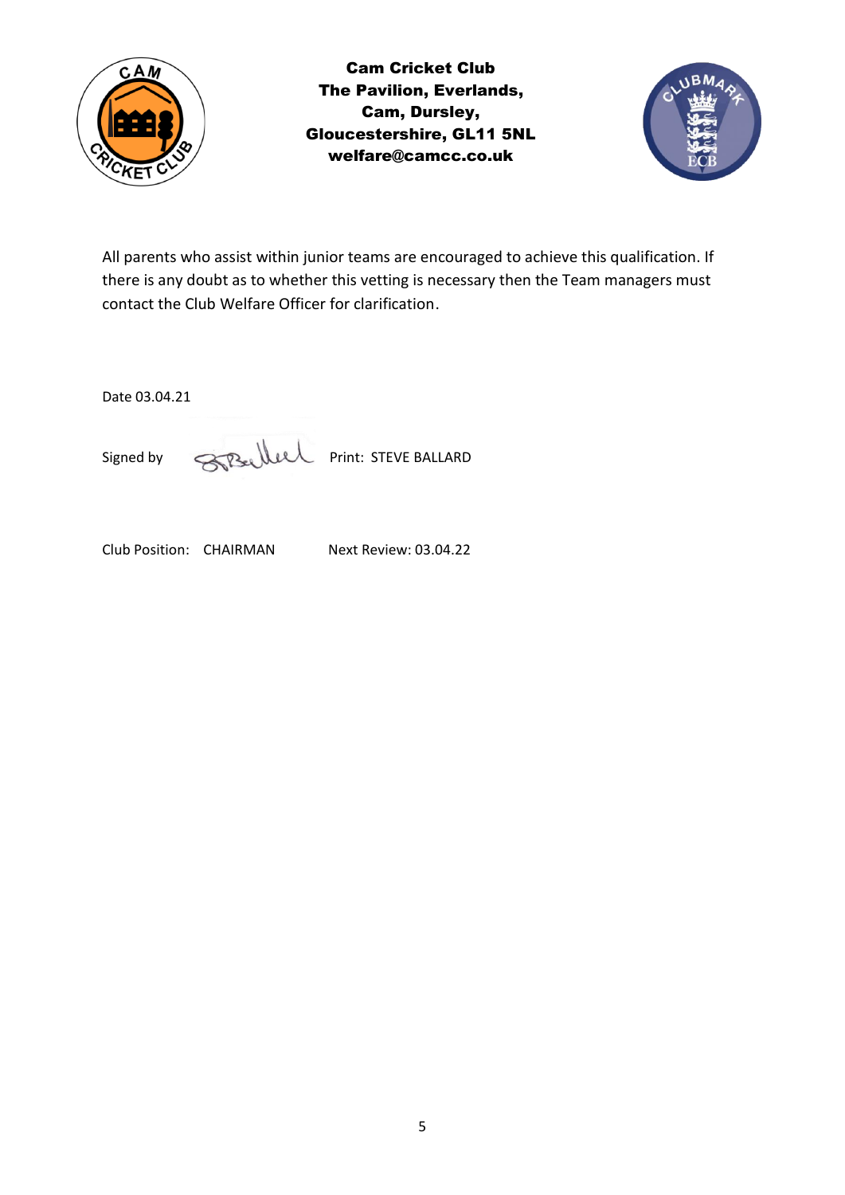Cam Cricket Club
The Pavilion, Everlands,
Cam, Dursley,
Gloucestershire, GL11 5NL
welfare@camcc.co.uk

All parents who assist within junior teams are encouraged to achieve this qualification. If there is any doubt as to whether this vetting is necessary then the Team managers must contact the Club Welfare Officer for clarification.

Date 03.04.21

Signed by Print: STEVE BALLARD

Club Position: CHAIRMAN Next Review: 03.04.22